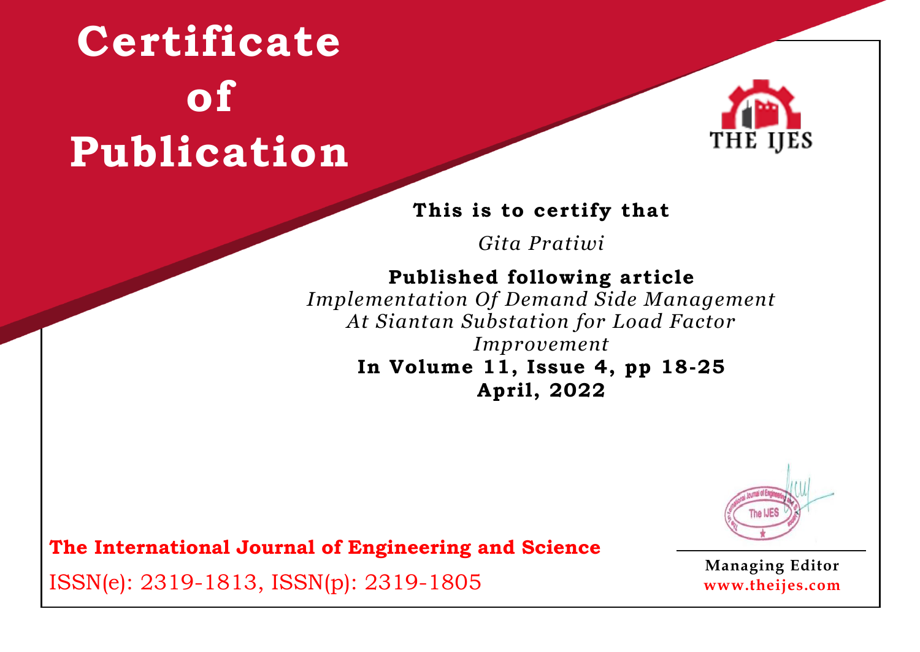# Certificate of Publication

THE IJES

**This is to certify that**

*Gita Pratiwi*

**Published following article**

*Implementation Of Demand Side Management At Siantan Substation for Load Factor Improvement*

**In Volume 11, Issue 4, pp 18-25**

**April, 2022**

**The International Journal of Engineering and Science**

ISSN(e): 2319-1813, ISSN(p): 2319-1805

**Managing Editor**

**www.theijes.com**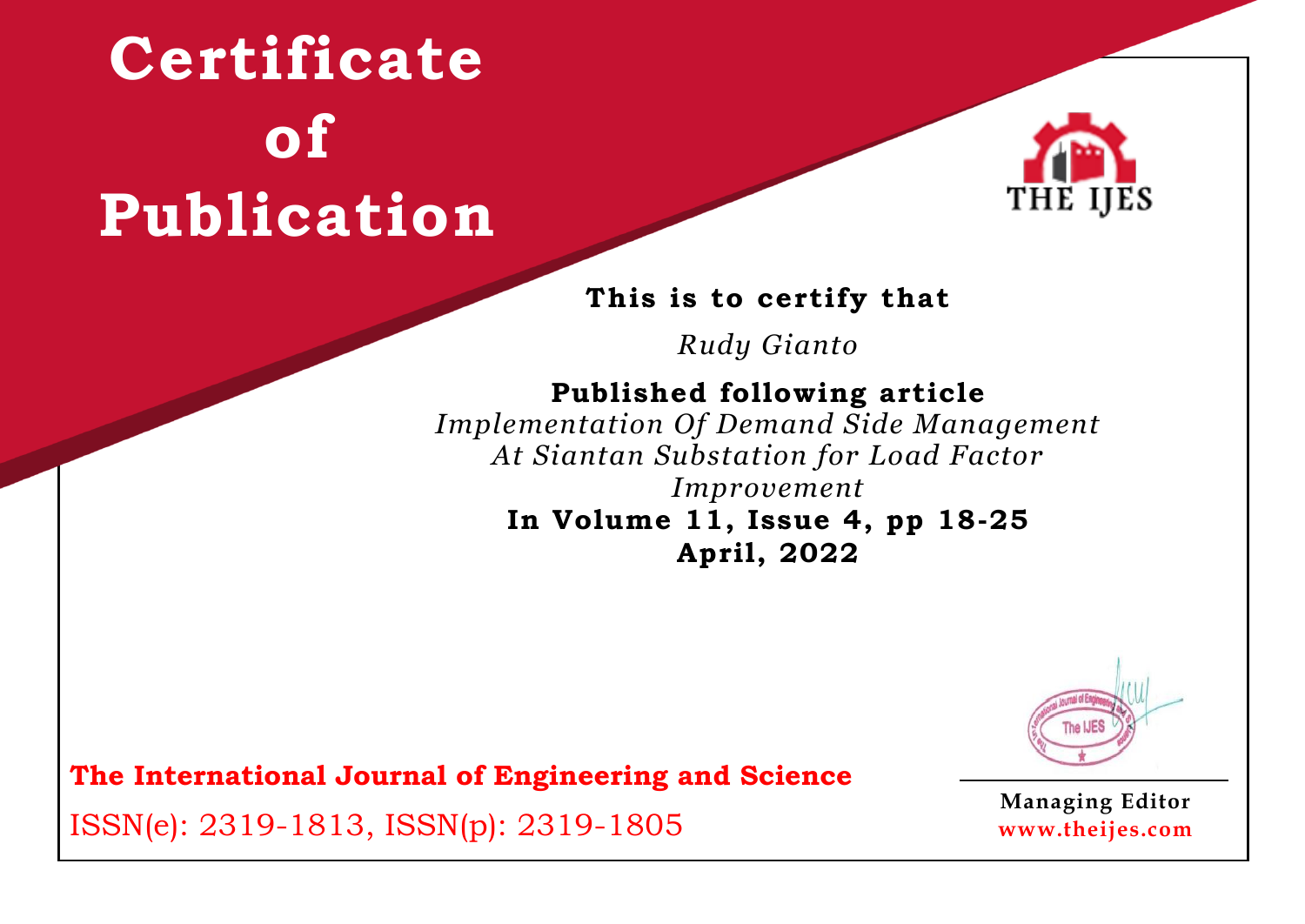# Certificate of Publication

THE IJES

**This is to certify that**

*Rudy Gianto*

**Published following article**

*Implementation Of Demand Side Management At Siantan Substation for Load Factor Improvement*

**In Volume 11, Issue 4, pp 18-25**

**April, 2022**

**The International Journal of Engineering and Science**

ISSN(e): 2319-1813, ISSN(p): 2319-1805

**Managing Editor**

**www.theijes.com**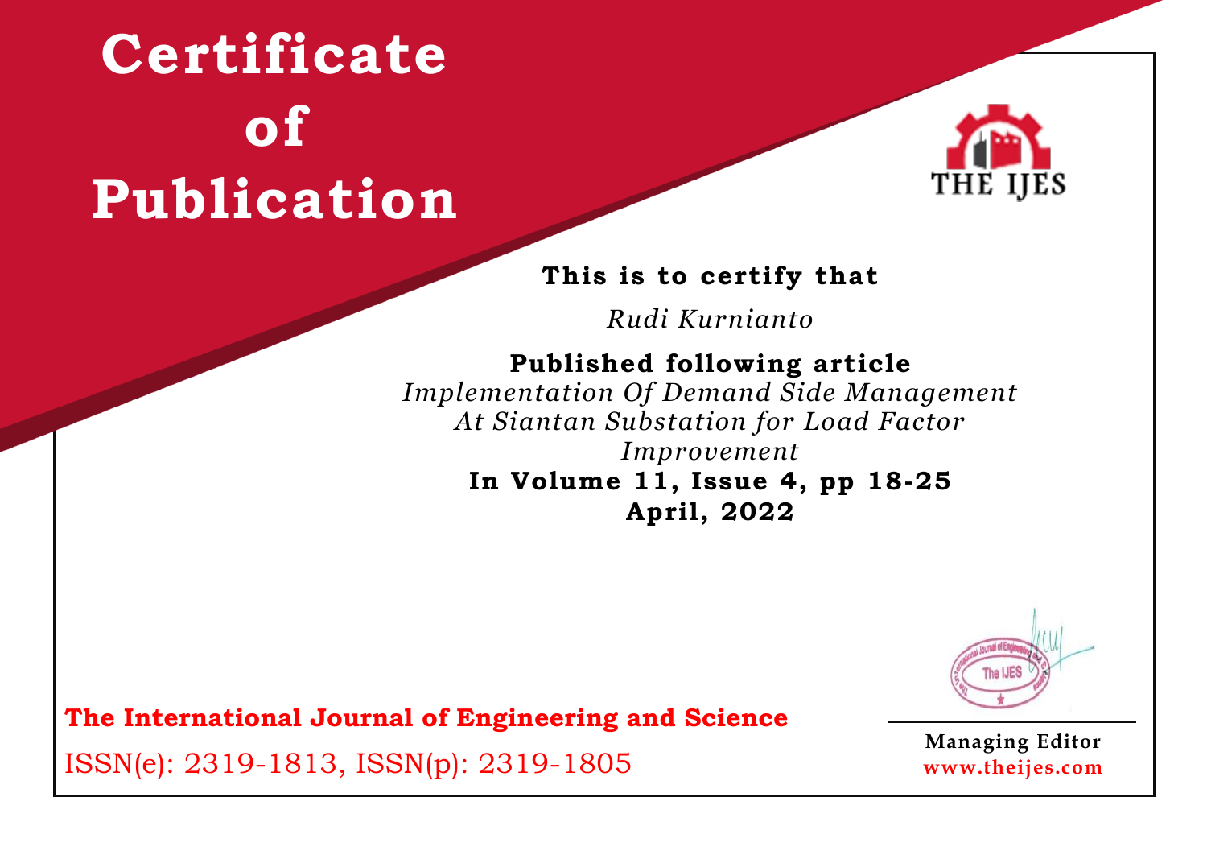# Certificate of Publication

THE IJES

**This is to certify that**

*Rudi Kurnianto*

**Published following article**

*Implementation Of Demand Side Management At Siantan Substation for Load Factor Improvement*

**In Volume 11, Issue 4, pp 18-25**

**April, 2022**

**The International Journal of Engineering and Science**

ISSN(e): 2319-1813, ISSN(p): 2319-1805

**Managing Editor**

**www.theijes.com**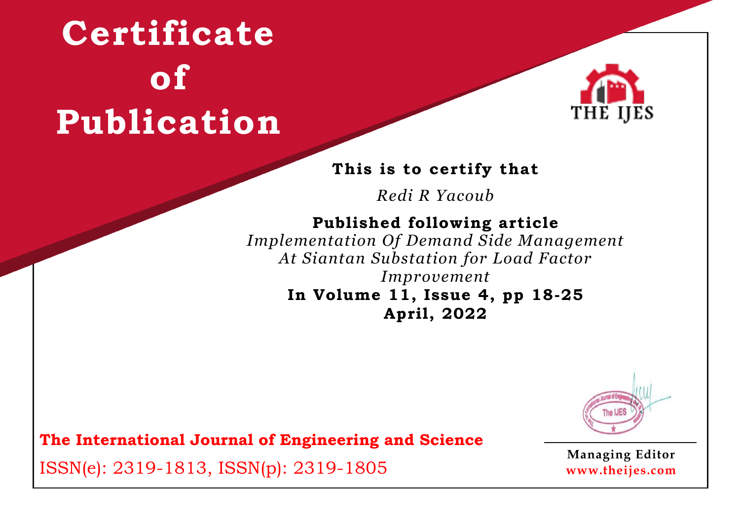# Certificate of Publication

THE IJES

**This is to certify that**

*Redi R Yacoub*

**Published following article**

*Implementation Of Demand Side Management At Siantan Substation for Load Factor Improvement*

**In Volume 11, Issue 4, pp 18-25**

**April, 2022**

**The International Journal of Engineering and Science**

ISSN(e): 2319-1813, ISSN(p): 2319-1805

**Managing Editor**

**www.theijes.com**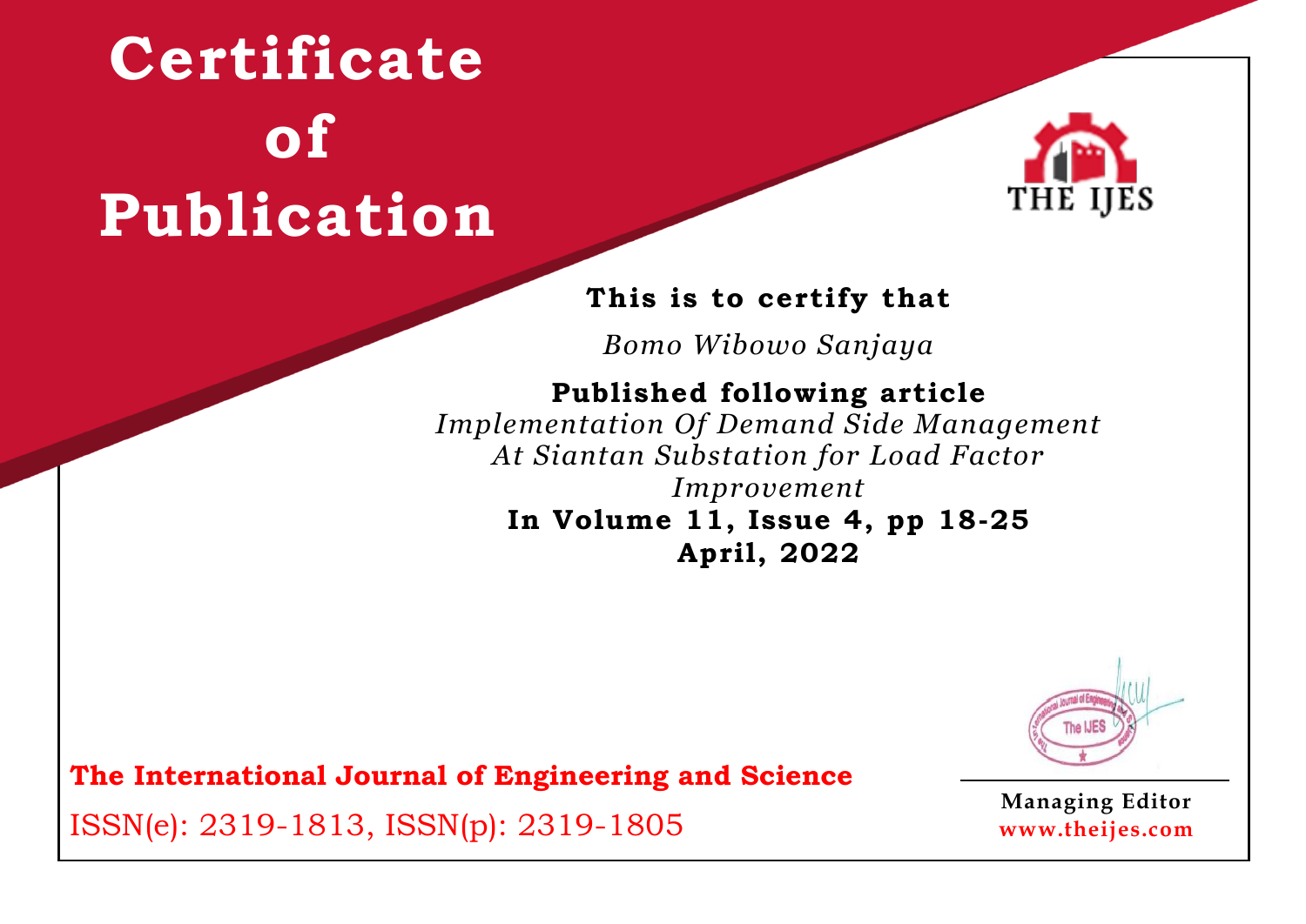# Certificate of Publication

THE IJES

**This is to certify that**

*Bomo Wibowo Sanjaya*

**Published following article**

*Implementation Of Demand Side Management At Siantan Substation for Load Factor Improvement*

**In Volume 11, Issue 4, pp 18-25**

**April, 2022**

**Managing Editor**

**www.theijes.com**

**The International Journal of Engineering and Science**

ISSN(e): 2319-1813, ISSN(p): 2319-1805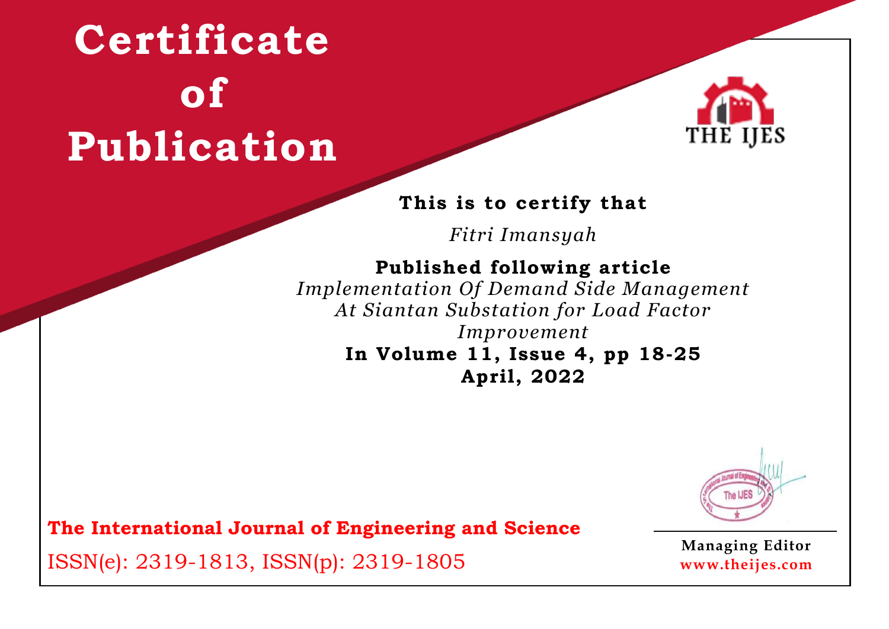# Certificate of Publication

THE IJES

**This is to certify that**

*Fitri Imansyah*

**Published following article**

*Implementation Of Demand Side Management At Siantan Substation for Load Factor Improvement*

**In Volume 11, Issue 4, pp 18-25**

**April, 2022**

**The International Journal of Engineering and Science**

ISSN(e): 2319-1813, ISSN(p): 2319-1805

**Managing Editor**

**www.theijes.com**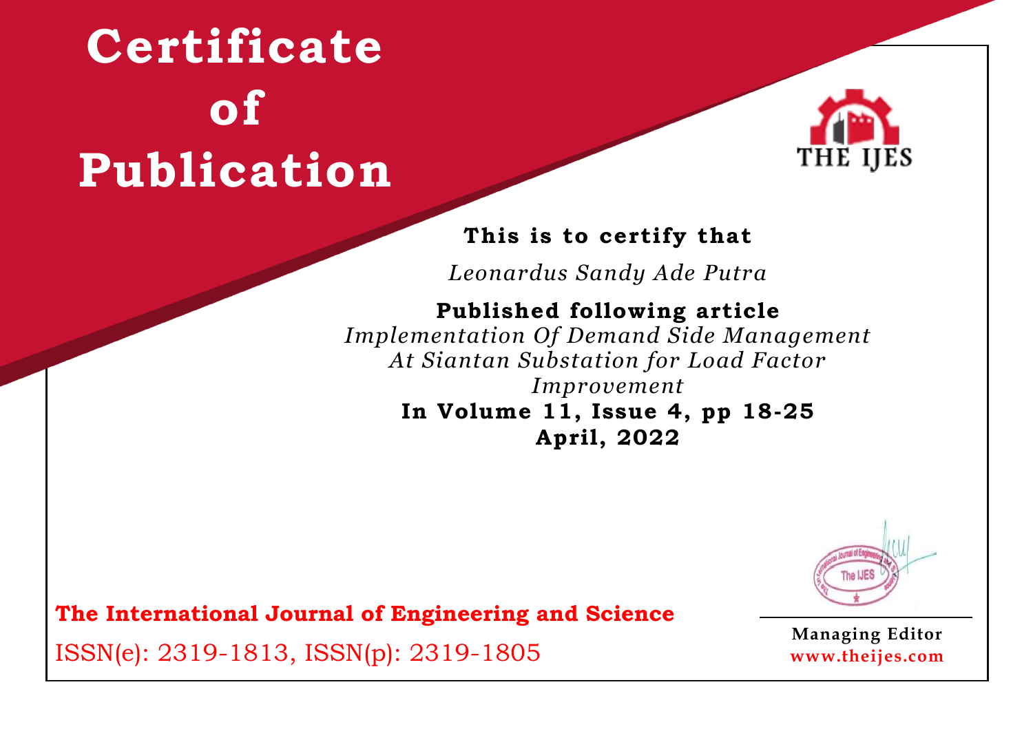# Certificate of Publication

THE IJES

**This is to certify that**

*Leonardus Sandy Ade Putra*

**Published following article**

*Implementation Of Demand Side Management At Siantan Substation for Load Factor Improvement*

**In Volume 11, Issue 4, pp 18-25**

**April, 2022**

**The International Journal of Engineering and Science**

ISSN(e): 2319-1813, ISSN(p): 2319-1805

**Managing Editor**

**www.theijes.com**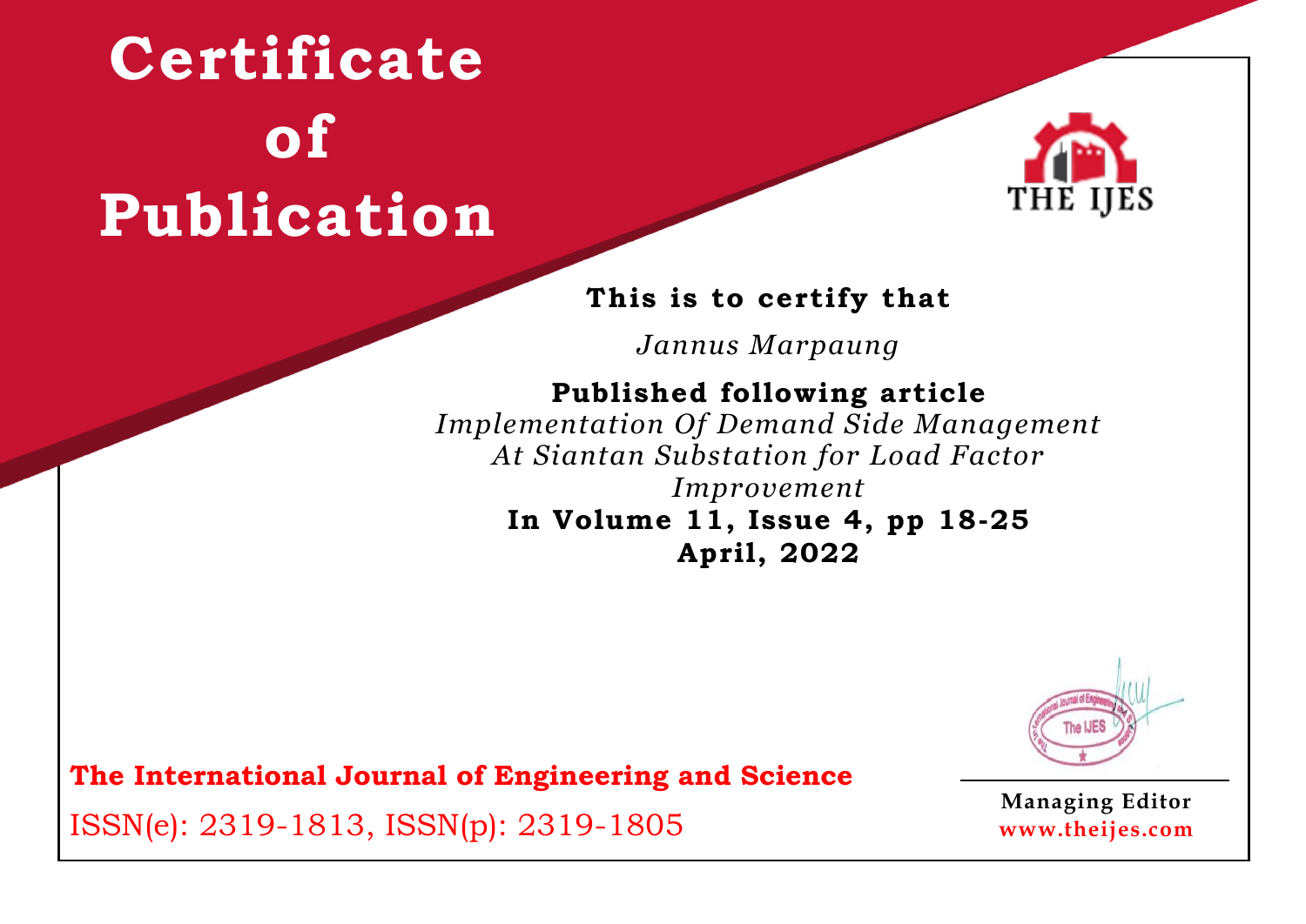# Certificate of Publication

THE IJES

**This is to certify that**

*Jannus Marpaung*

**Published following article**

*Implementation Of Demand Side Management At Siantan Substation for Load Factor Improvement*

**In Volume 11, Issue 4, pp 18-25**

**April, 2022**

**The International Journal of Engineering and Science**

ISSN(e): 2319-1813, ISSN(p): 2319-1805

**Managing Editor**

**www.theijes.com**